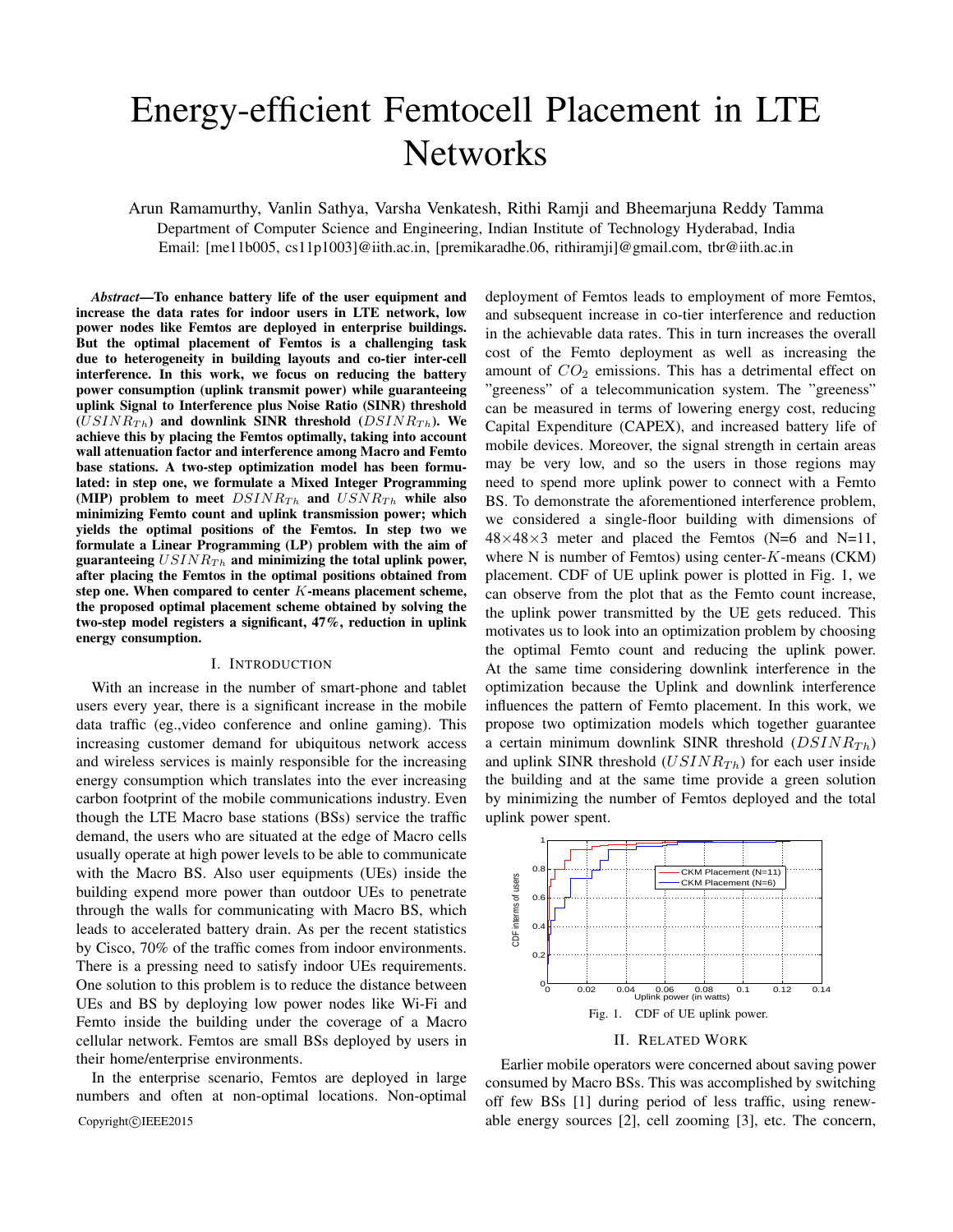# Energy-efficient Femtocell Placement in LTE Networks

Arun Ramamurthy, Vanlin Sathya, Varsha Venkatesh, Rithi Ramji and Bheemarjuna Reddy Tamma
Department of Computer Science and Engineering, Indian Institute of Technology Hyderabad, India
Email: [me11b005, cs11p1003]@iith.ac.in, [premikaradhe.06, rithiramji]@gmail.com, tbr@iith.ac.in

***Abstract*—To enhance battery life of the user equipment and increase the data rates for indoor users in LTE network, low power nodes like Femtos are deployed in enterprise buildings. But the optimal placement of Femtos is a challenging task due to heterogeneity in building layouts and co-tier inter-cell interference. In this work, we focus on reducing the battery power consumption (uplink transmit power) while guaranteeing uplink Signal to Interference plus Noise Ratio (SINR) threshold ($USINR_{Th}$) and downlink SINR threshold ($DSINR_{Th}$). We achieve this by placing the Femtos optimally, taking into account wall attenuation factor and interference among Macro and Femto base stations. A two-step optimization model has been formulated: in step one, we formulate a Mixed Integer Programming (MIP) problem to meet $DSINR_{Th}$ and $USNR_{Th}$ while also minimizing Femto count and uplink transmission power; which yields the optimal positions of the Femtos. In step two we formulate a Linear Programming (LP) problem with the aim of guaranteeing $USINR_{Th}$ and minimizing the total uplink power, after placing the Femtos in the optimal positions obtained from step one. When compared to center $K$-means placement scheme, the proposed optimal placement scheme obtained by solving the two-step model registers a significant, 47%, reduction in uplink energy consumption.**

## I. Introduction

With an increase in the number of smart-phone and tablet users every year, there is a significant increase in the mobile data traffic (eg.,video conference and online gaming). This increasing customer demand for ubiquitous network access and wireless services is mainly responsible for the increasing energy consumption which translates into the ever increasing carbon footprint of the mobile communications industry. Even though the LTE Macro base stations (BSs) service the traffic demand, the users who are situated at the edge of Macro cells usually operate at high power levels to be able to communicate with the Macro BS. Also user equipments (UEs) inside the building expend more power than outdoor UEs to penetrate through the walls for communicating with Macro BS, which leads to accelerated battery drain. As per the recent statistics by Cisco, 70% of the traffic comes from indoor environments. There is a pressing need to satisfy indoor UEs requirements. One solution to this problem is to reduce the distance between UEs and BS by deploying low power nodes like Wi-Fi and Femto inside the building under the coverage of a Macro cellular network. Femtos are small BSs deployed by users in their home/enterprise environments.

In the enterprise scenario, Femtos are deployed in large numbers and often at non-optimal locations. Non-optimal deployment of Femtos leads to employment of more Femtos, and subsequent increase in co-tier interference and reduction in the achievable data rates. This in turn increases the overall cost of the Femto deployment as well as increasing the amount of $CO_2$ emissions. This has a detrimental effect on "greeness" of a telecommunication system. The "greeness" can be measured in terms of lowering energy cost, reducing Capital Expenditure (CAPEX), and increased battery life of mobile devices. Moreover, the signal strength in certain areas may be very low, and so the users in those regions may need to spend more uplink power to connect with a Femto BS. To demonstrate the aforementioned interference problem, we considered a single-floor building with dimensions of $48{\times}48{\times}3$ meter and placed the Femtos (N=6 and N=11, where N is number of Femtos) using center-$K$-means (CKM) placement. CDF of UE uplink power is plotted in Fig. 1, we can observe from the plot that as the Femto count increase, the uplink power transmitted by the UE gets reduced. This motivates us to look into an optimization problem by choosing the optimal Femto count and reducing the uplink power. At the same time considering downlink interference in the optimization because the Uplink and downlink interference influences the pattern of Femto placement. In this work, we propose two optimization models which together guarantee a certain minimum downlink SINR threshold ($DSINR_{Th}$) and uplink SINR threshold ($USINR_{Th}$) for each user inside the building and at the same time provide a green solution by minimizing the number of Femtos deployed and the total uplink power spent.

Fig. 1. CDF of UE uplink power.

## II. Related Work

Earlier mobile operators were concerned about saving power consumed by Macro BSs. This was accomplished by switching off few BSs [1] during period of less traffic, using renewable energy sources [2], cell zooming [3], etc. The concern,

Copyright©IEEE2015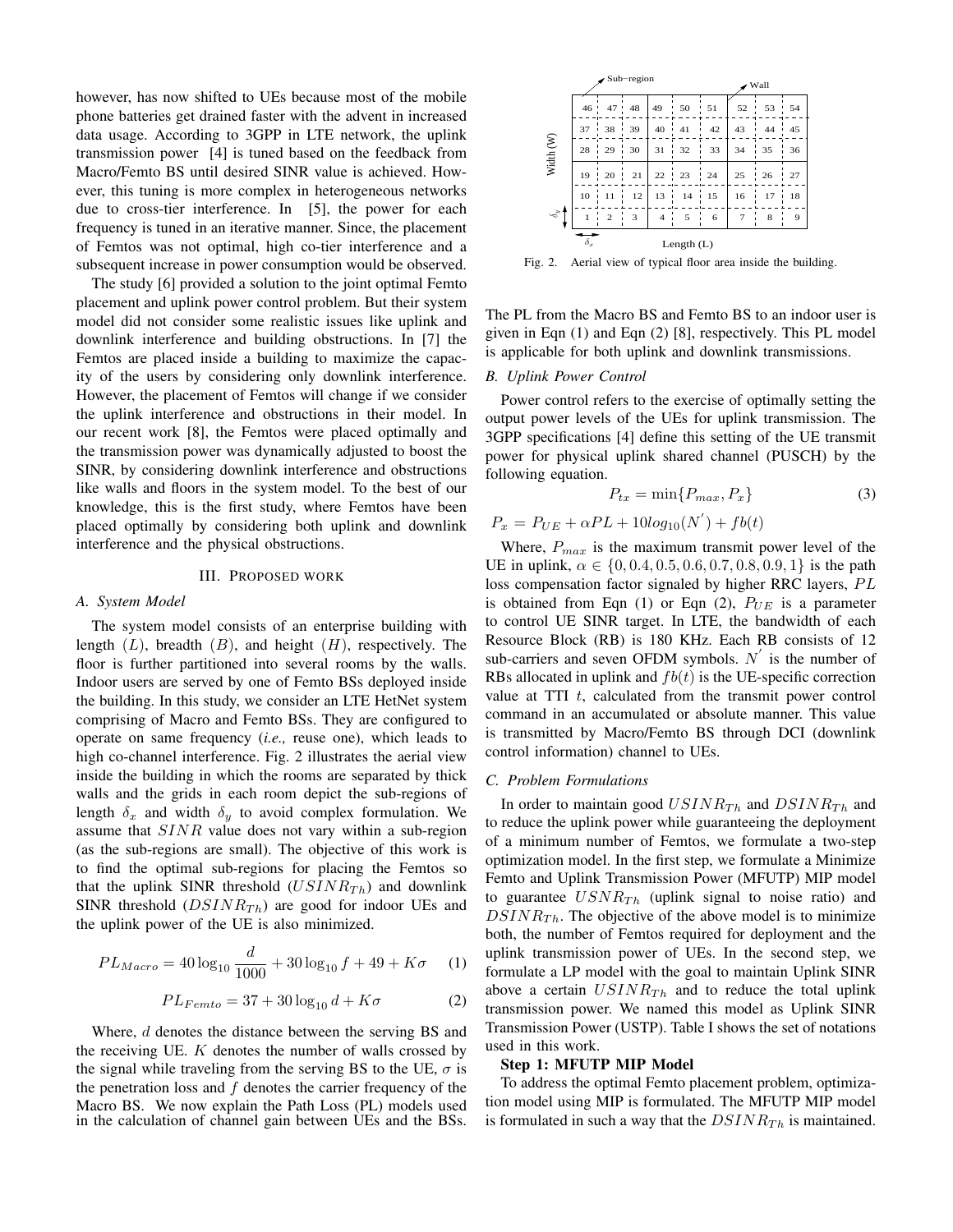however, has now shifted to UEs because most of the mobile phone batteries get drained faster with the advent in increased data usage. According to 3GPP in LTE network, the uplink transmission power [4] is tuned based on the feedback from Macro/Femto BS until desired SINR value is achieved. However, this tuning is more complex in heterogeneous networks due to cross-tier interference. In [5], the power for each frequency is tuned in an iterative manner. Since, the placement of Femtos was not optimal, high co-tier interference and a subsequent increase in power consumption would be observed.

The study [6] provided a solution to the joint optimal Femto placement and uplink power control problem. But their system model did not consider some realistic issues like uplink and downlink interference and building obstructions. In [7] the Femtos are placed inside a building to maximize the capacity of the users by considering only downlink interference. However, the placement of Femtos will change if we consider the uplink interference and obstructions in their model. In our recent work [8], the Femtos were placed optimally and the transmission power was dynamically adjusted to boost the SINR, by considering downlink interference and obstructions like walls and floors in the system model. To the best of our knowledge, this is the first study, where Femtos have been placed optimally by considering both uplink and downlink interference and the physical obstructions.

## III. Proposed work

### A. System Model

The system model consists of an enterprise building with length $(L)$, breadth $(B)$, and height $(H)$, respectively. The floor is further partitioned into several rooms by the walls. Indoor users are served by one of Femto BSs deployed inside the building. In this study, we consider an LTE HetNet system comprising of Macro and Femto BSs. They are configured to operate on same frequency (*i.e.,* reuse one), which leads to high co-channel interference. Fig. 2 illustrates the aerial view inside the building in which the rooms are separated by thick walls and the grids in each room depict the sub-regions of length $\delta_x$ and width $\delta_y$ to avoid complex formulation. We assume that $SINR$ value does not vary within a sub-region (as the sub-regions are small). The objective of this work is to find the optimal sub-regions for placing the Femtos so that the uplink SINR threshold ($USINR_{Th}$) and downlink SINR threshold ($DSINR_{Th}$) are good for indoor UEs and the uplink power of the UE is also minimized.

$$PL_{Macro} = 40\log_{10}\frac{d}{1000} + 30\log_{10}f + 49 + K\sigma \quad (1)$$

$$PL_{Femto} = 37 + 30\log_{10}d + K\sigma \quad (2)$$

Where, $d$ denotes the distance between the serving BS and the receiving UE. $K$ denotes the number of walls crossed by the signal while traveling from the serving BS to the UE, $\sigma$ is the penetration loss and $f$ denotes the carrier frequency of the Macro BS. We now explain the Path Loss (PL) models used in the calculation of channel gain between UEs and the BSs.

| | | | | | | | | |
|---|---|---|---|---|---|---|---|---|
| 46 | 47 | 48 | 49 | 50 | 51 | 52 | 53 | 54 |
| 37 | 38 | 39 | 40 | 41 | 42 | 43 | 44 | 45 |
| 28 | 29 | 30 | 31 | 32 | 33 | 34 | 35 | 36 |
| 19 | 20 | 21 | 22 | 23 | 24 | 25 | 26 | 27 |
| 10 | 11 | 12 | 13 | 14 | 15 | 16 | 17 | 18 |
| 1 | 2 | 3 | 4 | 5 | 6 | 7 | 8 | 9 |

Fig. 2. Aerial view of typical floor area inside the building.

The PL from the Macro BS and Femto BS to an indoor user is given in Eqn (1) and Eqn (2) [8], respectively. This PL model is applicable for both uplink and downlink transmissions.

### B. Uplink Power Control

Power control refers to the exercise of optimally setting the output power levels of the UEs for uplink transmission. The 3GPP specifications [4] define this setting of the UE transmit power for physical uplink shared channel (PUSCH) by the following equation.

$$P_{tx} = \min\{P_{max}, P_x\} \quad (3)$$

$$P_x = P_{UE} + \alpha PL + 10log_{10}(N^{'}) + fb(t)$$

Where, $P_{max}$ is the maximum transmit power level of the UE in uplink, $\alpha \in \{0, 0.4, 0.5, 0.6, 0.7, 0.8, 0.9, 1\}$ is the path loss compensation factor signaled by higher RRC layers, $PL$ is obtained from Eqn (1) or Eqn (2), $P_{UE}$ is a parameter to control UE SINR target. In LTE, the bandwidth of each Resource Block (RB) is 180 KHz. Each RB consists of 12 sub-carriers and seven OFDM symbols. $N^{'}$ is the number of RBs allocated in uplink and $fb(t)$ is the UE-specific correction value at TTI $t$, calculated from the transmit power control command in an accumulated or absolute manner. This value is transmitted by Macro/Femto BS through DCI (downlink control information) channel to UEs.

### C. Problem Formulations

In order to maintain good $USINR_{Th}$ and $DSINR_{Th}$ and to reduce the uplink power while guaranteeing the deployment of a minimum number of Femtos, we formulate a two-step optimization model. In the first step, we formulate a Minimize Femto and Uplink Transmission Power (MFUTP) MIP model to guarantee $USNR_{Th}$ (uplink signal to noise ratio) and $DSINR_{Th}$. The objective of the above model is to minimize both, the number of Femtos required for deployment and the uplink transmission power of UEs. In the second step, we formulate a LP model with the goal to maintain Uplink SINR above a certain $USINR_{Th}$ and to reduce the total uplink transmission power. We named this model as Uplink SINR Transmission Power (USTP). Table I shows the set of notations used in this work.

**Step 1: MFUTP MIP Model**

To address the optimal Femto placement problem, optimization model using MIP is formulated. The MFUTP MIP model is formulated in such a way that the $DSINR_{Th}$ is maintained.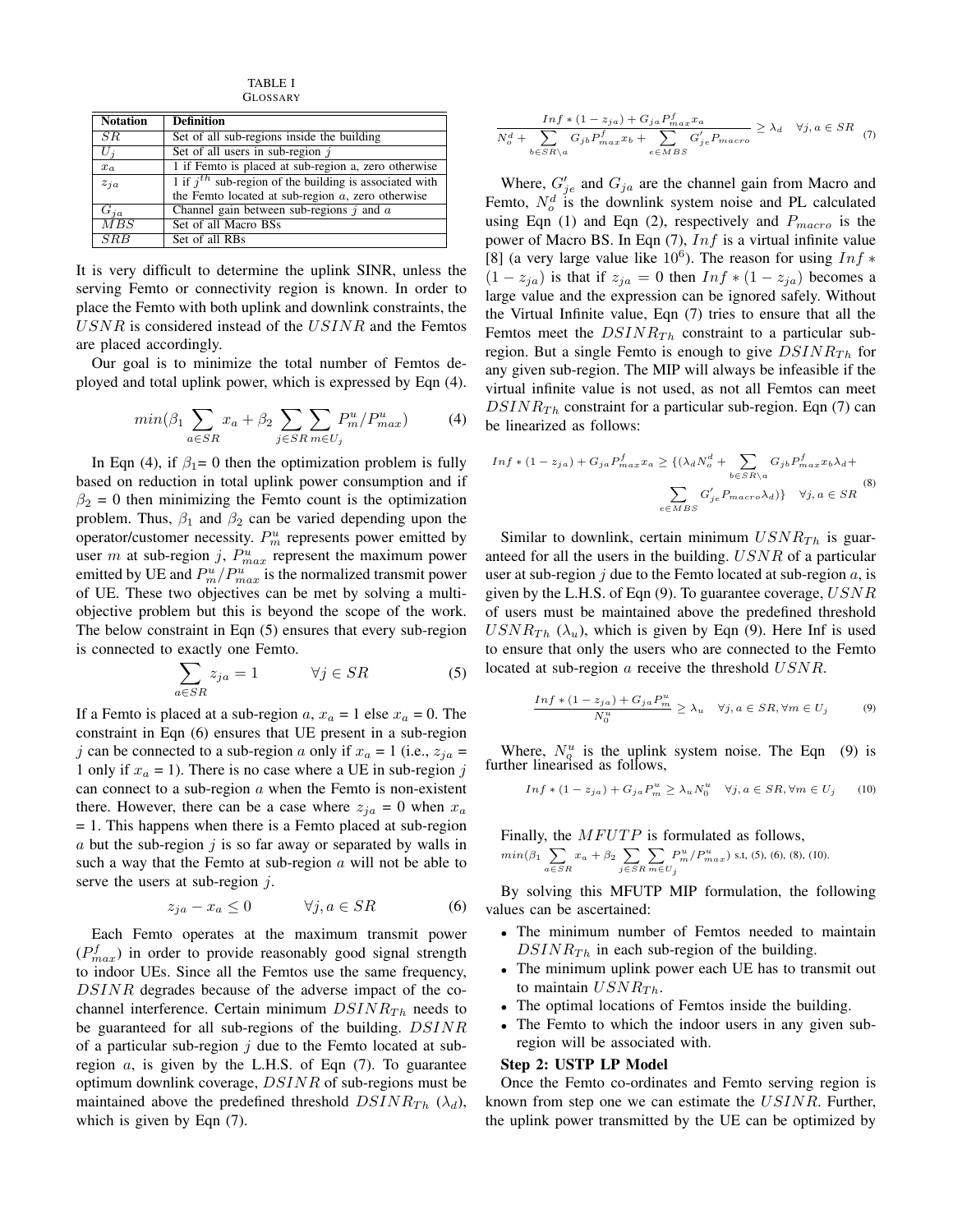TABLE I
GLOSSARY

| Notation | Definition |
|---|---|
| $SR$ | Set of all sub-regions inside the building |
| $U_j$ | Set of all users in sub-region $j$ |
| $x_a$ | 1 if Femto is placed at sub-region a, zero otherwise |
| $z_{ja}$ | 1 if $j^{th}$ sub-region of the building is associated with the Femto located at sub-region $a$, zero otherwise |
| $G_{ja}$ | Channel gain between sub-regions $j$ and $a$ |
| $MBS$ | Set of all Macro BSs |
| $SRB$ | Set of all RBs |

It is very difficult to determine the uplink SINR, unless the serving Femto or connectivity region is known. In order to place the Femto with both uplink and downlink constraints, the $USNR$ is considered instead of the $USINR$ and the Femtos are placed accordingly.

Our goal is to minimize the total number of Femtos deployed and total uplink power, which is expressed by Eqn (4).

$$min(\beta_1 \sum_{a \in SR} x_a + \beta_2 \sum_{j \in SR} \sum_{m \in U_j} P^u_m / P^u_{max}) \quad (4)$$

In Eqn (4), if $\beta_1$= 0 then the optimization problem is fully based on reduction in total uplink power consumption and if $\beta_2$ = 0 then minimizing the Femto count is the optimization problem. Thus, $\beta_1$ and $\beta_2$ can be varied depending upon the operator/customer necessity. $P^u_m$ represents power emitted by user $m$ at sub-region $j$, $P^u_{max}$ represent the maximum power emitted by UE and $P^u_m/P^u_{max}$ is the normalized transmit power of UE. These two objectives can be met by solving a multi-objective problem but this is beyond the scope of the work. The below constraint in Eqn (5) ensures that every sub-region is connected to exactly one Femto.

$$\sum_{a \in SR} z_{ja} = 1 \qquad \forall j \in SR \quad (5)$$

If a Femto is placed at a sub-region $a$, $x_a$ = 1 else $x_a$ = 0. The constraint in Eqn (6) ensures that UE present in a sub-region $j$ can be connected to a sub-region $a$ only if $x_a$ = 1 (i.e., $z_{ja}$ = 1 only if $x_a$ = 1). There is no case where a UE in sub-region $j$ can connect to a sub-region $a$ when the Femto is non-existent there. However, there can be a case where $z_{ja}$ = 0 when $x_a$ = 1. This happens when there is a Femto placed at sub-region $a$ but the sub-region $j$ is so far away or separated by walls in such a way that the Femto at sub-region $a$ will not be able to serve the users at sub-region $j$.

$$z_{ja} - x_a \leq 0 \qquad \forall j, a \in SR \quad (6)$$

Each Femto operates at the maximum transmit power ($P^f_{max}$) in order to provide reasonably good signal strength to indoor UEs. Since all the Femtos use the same frequency, $DSINR$ degrades because of the adverse impact of the co-channel interference. Certain minimum $DSINR_{Th}$ needs to be guaranteed for all sub-regions of the building. $DSINR$ of a particular sub-region $j$ due to the Femto located at sub-region $a$, is given by the L.H.S. of Eqn (7). To guarantee optimum downlink coverage, $DSINR$ of sub-regions must be maintained above the predefined threshold $DSINR_{Th}$ ($\lambda_d$), which is given by Eqn (7).

$$\frac{Inf * (1 - z_{ja}) + G_{ja} P^f_{max} x_a}{N^d_o + \sum_{b \in SR \setminus a} G_{jb} P^f_{max} x_b + \sum_{e \in MBS} G'_{je} P_{macro}} \geq \lambda_d \quad \forall j, a \in SR \quad (7)$$

Where, $G'_{je}$ and $G_{ja}$ are the channel gain from Macro and Femto, $N^d_o$ is the downlink system noise and PL calculated using Eqn (1) and Eqn (2), respectively and $P_{macro}$ is the power of Macro BS. In Eqn (7), $Inf$ is a virtual infinite value [8] (a very large value like $10^6$). The reason for using $Inf * (1 - z_{ja})$ is that if $z_{ja} = 0$ then $Inf * (1 - z_{ja})$ becomes a large value and the expression can be ignored safely. Without the Virtual Infinite value, Eqn (7) tries to ensure that all the Femtos meet the $DSINR_{Th}$ constraint to a particular sub-region. But a single Femto is enough to give $DSINR_{Th}$ for any given sub-region. The MIP will always be infeasible if the virtual infinite value is not used, as not all Femtos can meet $DSINR_{Th}$ constraint for a particular sub-region. Eqn (7) can be linearized as follows:

$$Inf * (1 - z_{ja}) + G_{ja} P^f_{max} x_a \geq \{(\lambda_d N^d_o + \sum_{b \in SR \setminus a} G_{jb} P^f_{max} x_b \lambda_d + \sum_{e \in MBS} G'_{je} P_{macro} \lambda_d)\} \quad \forall j, a \in SR \quad (8)$$

Similar to downlink, certain minimum $USNR_{Th}$ is guaranteed for all the users in the building. $USNR$ of a particular user at sub-region $j$ due to the Femto located at sub-region $a$, is given by the L.H.S. of Eqn (9). To guarantee coverage, $USNR$ of users must be maintained above the predefined threshold $USNR_{Th}$ ($\lambda_u$), which is given by Eqn (9). Here Inf is used to ensure that only the users who are connected to the Femto located at sub-region $a$ receive the threshold $USNR$.

$$\frac{Inf * (1 - z_{ja}) + G_{ja} P^u_m}{N^u_0} \geq \lambda_u \quad \forall j, a \in SR, \forall m \in U_j \quad (9)$$

Where, $N^u_o$ is the uplink system noise. The Eqn (9) is further linearised as follows,

$$Inf * (1 - z_{ja}) + G_{ja} P^u_m \geq \lambda_u N^u_0 \quad \forall j, a \in SR, \forall m \in U_j \quad (10)$$

Finally, the $MFUTP$ is formulated as follows,

$min(\beta_1 \sum_{a \in SR} x_a + \beta_2 \sum_{j \in SR} \sum_{m \in U_j} P^u_m / P^u_{max})$ s.t, (5), (6), (8), (10).

By solving this MFUTP MIP formulation, the following values can be ascertained:

- The minimum number of Femtos needed to maintain $DSINR_{Th}$ in each sub-region of the building.
- The minimum uplink power each UE has to transmit out to maintain $USNR_{Th}$.
- The optimal locations of Femtos inside the building.
- The Femto to which the indoor users in any given sub-region will be associated with.

**Step 2: USTP LP Model**

Once the Femto co-ordinates and Femto serving region is known from step one we can estimate the $USINR$. Further, the uplink power transmitted by the UE can be optimized by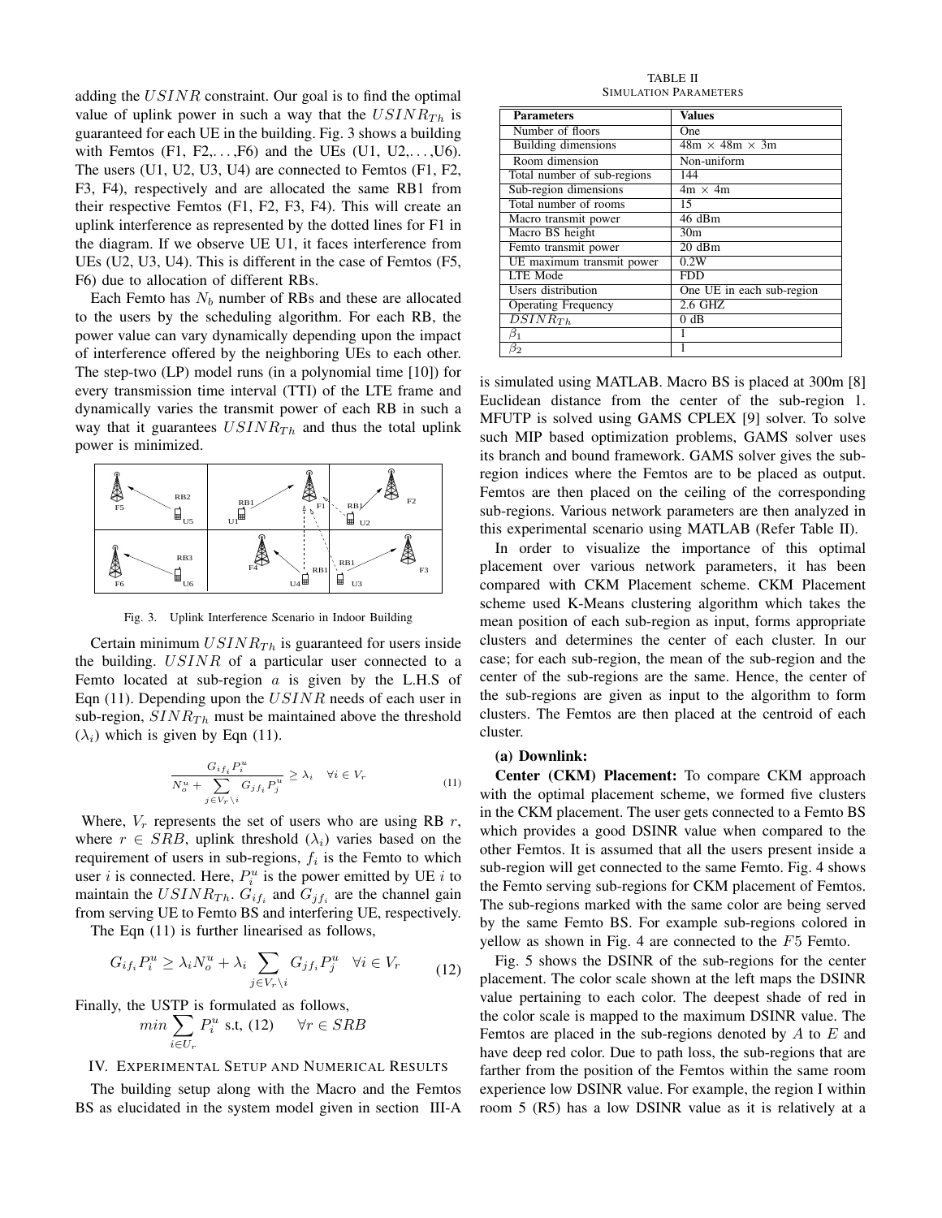adding the $USINR$ constraint. Our goal is to find the optimal value of uplink power in such a way that the $USINR_{Th}$ is guaranteed for each UE in the building. Fig. 3 shows a building with Femtos (F1, F2,. . . ,F6) and the UEs (U1, U2,. . . ,U6). The users (U1, U2, U3, U4) are connected to Femtos (F1, F2, F3, F4), respectively and are allocated the same RB1 from their respective Femtos (F1, F2, F3, F4). This will create an uplink interference as represented by the dotted lines for F1 in the diagram. If we observe UE U1, it faces interference from UEs (U2, U3, U4). This is different in the case of Femtos (F5, F6) due to allocation of different RBs.

Each Femto has $N_b$ number of RBs and these are allocated to the users by the scheduling algorithm. For each RB, the power value can vary dynamically depending upon the impact of interference offered by the neighboring UEs to each other. The step-two (LP) model runs (in a polynomial time [10]) for every transmission time interval (TTI) of the LTE frame and dynamically varies the transmit power of each RB in such a way that it guarantees $USINR_{Th}$ and thus the total uplink power is minimized.

Fig. 3. Uplink Interference Scenario in Indoor Building

Certain minimum $USINR_{Th}$ is guaranteed for users inside the building. $USINR$ of a particular user connected to a Femto located at sub-region $a$ is given by the L.H.S of Eqn (11). Depending upon the $USINR$ needs of each user in sub-region, $SINR_{Th}$ must be maintained above the threshold ($\lambda_i$) which is given by Eqn (11).

$$\frac{G_{if_i} P_i^u}{N_o^u + \sum\limits_{j \in V_r \setminus i} G_{jf_i} P_j^u} \geq \lambda_i \quad \forall i \in V_r \tag{11}$$

Where, $V_r$ represents the set of users who are using RB $r$, where $r \in SRB$, uplink threshold ($\lambda_i$) varies based on the requirement of users in sub-regions, $f_i$ is the Femto to which user $i$ is connected. Here, $P_i^u$ is the power emitted by UE $i$ to maintain the $USINR_{Th}$. $G_{if_i}$ and $G_{jf_i}$ are the channel gain from serving UE to Femto BS and interfering UE, respectively.

The Eqn (11) is further linearised as follows,

$$G_{if_i} P_i^u \geq \lambda_i N_o^u + \lambda_i \sum_{j \in V_r \setminus i} G_{jf_i} P_j^u \quad \forall i \in V_r \tag{12}$$

Finally, the USTP is formulated as follows,

$$min \sum_{i \in U_r} P_i^u \text{ s.t, (12)} \quad \forall r \in SRB$$

## IV. Experimental Setup and Numerical Results

The building setup along with the Macro and the Femtos BS as elucidated in the system model given in section III-A is simulated using MATLAB. Macro BS is placed at 300m [8] Euclidean distance from the center of the sub-region 1. MFUTP is solved using GAMS CPLEX [9] solver. To solve such MIP based optimization problems, GAMS solver uses its branch and bound framework. GAMS solver gives the sub-region indices where the Femtos are to be placed as output. Femtos are then placed on the ceiling of the corresponding sub-regions. Various network parameters are then analyzed in this experimental scenario using MATLAB (Refer Table II).

TABLE II
Simulation Parameters

| Parameters | Values |
|---|---|
| Number of floors | One |
| Building dimensions | 48m × 48m × 3m |
| Room dimension | Non-uniform |
| Total number of sub-regions | 144 |
| Sub-region dimensions | 4m × 4m |
| Total number of rooms | 15 |
| Macro transmit power | 46 dBm |
| Macro BS height | 30m |
| Femto transmit power | 20 dBm |
| UE maximum transmit power | 0.2W |
| LTE Mode | FDD |
| Users distribution | One UE in each sub-region |
| Operating Frequency | 2.6 GHZ |
| $DSINR_{Th}$ | 0 dB |
| $\beta_1$ | 1 |
| $\beta_2$ | 1 |

In order to visualize the importance of this optimal placement over various network parameters, it has been compared with CKM Placement scheme. CKM Placement scheme used K-Means clustering algorithm which takes the mean position of each sub-region as input, forms appropriate clusters and determines the center of each cluster. In our case; for each sub-region, the mean of the sub-region and the center of the sub-regions are the same. Hence, the center of the sub-regions are given as input to the algorithm to form clusters. The Femtos are then placed at the centroid of each cluster.

**(a) Downlink:**

**Center (CKM) Placement:** To compare CKM approach with the optimal placement scheme, we formed five clusters in the CKM placement. The user gets connected to a Femto BS which provides a good DSINR value when compared to the other Femtos. It is assumed that all the users present inside a sub-region will get connected to the same Femto. Fig. 4 shows the Femto serving sub-regions for CKM placement of Femtos. The sub-regions marked with the same color are being served by the same Femto BS. For example sub-regions colored in yellow as shown in Fig. 4 are connected to the $F5$ Femto.

Fig. 5 shows the DSINR of the sub-regions for the center placement. The color scale shown at the left maps the DSINR value pertaining to each color. The deepest shade of red in the color scale is mapped to the maximum DSINR value. The Femtos are placed in the sub-regions denoted by $A$ to $E$ and have deep red color. Due to path loss, the sub-regions that are farther from the position of the Femtos within the same room experience low DSINR value. For example, the region I within room 5 (R5) has a low DSINR value as it is relatively at a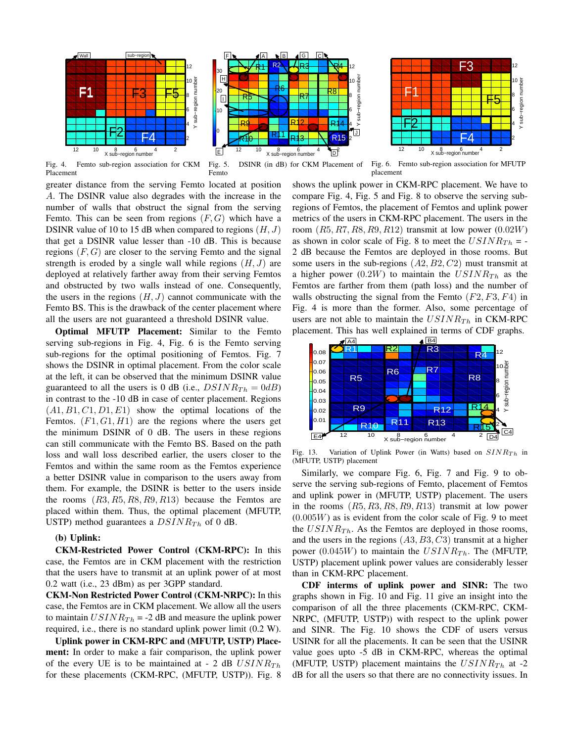Fig. 4. Femto sub-region association for CKM Placement

Fig. 5. DSINR (in dB) for CKM Placement of Femto

Fig. 6. Femto sub-region association for MFUTP placement

greater distance from the serving Femto located at position $A$. The DSINR value also degrades with the increase in the number of walls that obstruct the signal from the serving Femto. This can be seen from regions $(F, G)$ which have a DSINR value of 10 to 15 dB when compared to regions $(H, J)$ that get a DSINR value lesser than -10 dB. This is because regions $(F, G)$ are closer to the serving Femto and the signal strength is eroded by a single wall while regions $(H, J)$ are deployed at relatively farther away from their serving Femtos and obstructed by two walls instead of one. Consequently, the users in the regions $(H, J)$ cannot communicate with the Femto BS. This is the drawback of the center placement where all the users are not guaranteed a threshold DSINR value.

**Optimal MFUTP Placement:** Similar to the Femto serving sub-regions in Fig. 4, Fig. 6 is the Femto serving sub-regions for the optimal positioning of Femtos. Fig. 7 shows the DSINR in optimal placement. From the color scale at the left, it can be observed that the minimum DSINR value guaranteed to all the users is 0 dB (i.e., $DSINR_{Th} = 0dB$) in contrast to the -10 dB in case of center placement. Regions $(A1, B1, C1, D1, E1)$ show the optimal locations of the Femtos. $(F1, G1, H1)$ are the regions where the users get the minimum DSINR of 0 dB. The users in these regions can still communicate with the Femto BS. Based on the path loss and wall loss described earlier, the users closer to the Femtos and within the same room as the Femtos experience a better DSINR value in comparison to the users away from them. For example, the DSINR is better to the users inside the rooms $(R3, R5, R8, R9, R13)$ because the Femtos are placed within them. Thus, the optimal placement (MFUTP, USTP) method guarantees a $DSINR_{Th}$ of 0 dB.

**(b) Uplink:**

**CKM-Restricted Power Control (CKM-RPC):** In this case, the Femtos are in CKM placement with the restriction that the users have to transmit at an uplink power of at most 0.2 watt (i.e., 23 dBm) as per 3GPP standard.

**CKM-Non Restricted Power Control (CKM-NRPC):** In this case, the Femtos are in CKM placement. We allow all the users to maintain $USINR_{Th}$ = -2 dB and measure the uplink power required, i.e., there is no standard uplink power limit (0.2 W).

**Uplink power in CKM-RPC and (MFUTP, USTP) Placement:** In order to make a fair comparison, the uplink power of the every UE is to be maintained at - 2 dB $USINR_{Th}$ for these placements (CKM-RPC, (MFUTP, USTP)). Fig. 8 shows the uplink power in CKM-RPC placement. We have to compare Fig. 4, Fig. 5 and Fig. 8 to observe the serving sub-regions of Femtos, the placement of Femtos and uplink power metrics of the users in CKM-RPC placement. The users in the room $(R5, R7, R8, R9, R12)$ transmit at low power $(0.02W)$ as shown in color scale of Fig. 8 to meet the $USINR_{Th}$ = -2 dB because the Femtos are deployed in those rooms. But some users in the sub-regions $(A2, B2, C2)$ must transmit at a higher power $(0.2W)$ to maintain the $USINR_{Th}$ as the Femtos are farther from them (path loss) and the number of walls obstructing the signal from the Femto $(F2, F3, F4)$ in Fig. 4 is more than the former. Also, some percentage of users are not able to maintain the $USINR_{Th}$ in CKM-RPC placement. This has well explained in terms of CDF graphs.

Fig. 13. Variation of Uplink Power (in Watts) based on $SINR_{Th}$ in (MFUTP, USTP) placement

Similarly, we compare Fig. 6, Fig. 7 and Fig. 9 to observe the serving sub-regions of Femto, placement of Femtos and uplink power in (MFUTP, USTP) placement. The users in the rooms $(R5, R3, R8, R9, R13)$ transmit at low power $(0.005W)$ as is evident from the color scale of Fig. 9 to meet the $USINR_{Th}$. As the Femtos are deployed in those rooms, and the users in the regions $(A3, B3, C3)$ transmit at a higher power $(0.045W)$ to maintain the $USINR_{Th}$. The (MFUTP, USTP) placement uplink power values are considerably lesser than in CKM-RPC placement.

**CDF interms of uplink power and SINR:** The two graphs shown in Fig. 10 and Fig. 11 give an insight into the comparison of all the three placements (CKM-RPC, CKM-NRPC, (MFUTP, USTP)) with respect to the uplink power and SINR. The Fig. 10 shows the CDF of users versus USINR for all the placements. It can be seen that the USINR value goes upto -5 dB in CKM-RPC, whereas the optimal (MFUTP, USTP) placement maintains the $USINR_{Th}$ at -2 dB for all the users so that there are no connectivity issues. In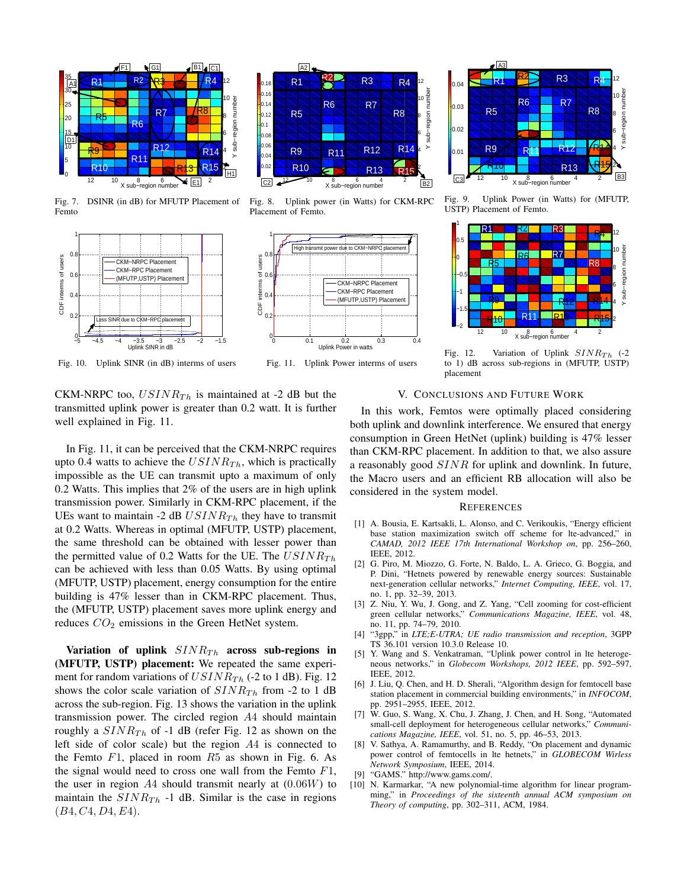Fig. 7. DSINR (in dB) for MFUTP Placement of Femto

Fig. 8. Uplink power (in Watts) for CKM-RPC Placement of Femto.

Fig. 9. Uplink Power (in Watts) for (MFUTP, USTP) Placement of Femto.

Fig. 10. Uplink SINR (in dB) interms of users

Fig. 11. Uplink Power interms of users

Fig. 12. Variation of Uplink $SINR_{Th}$ (-2 to 1) dB across sub-regions in (MFUTP, USTP) placement

CKM-NRPC too, $USINR_{Th}$ is maintained at -2 dB but the transmitted uplink power is greater than 0.2 watt. It is further well explained in Fig. 11.

In Fig. 11, it can be perceived that the CKM-NRPC requires upto 0.4 watts to achieve the $USINR_{Th}$, which is practically impossible as the UE can transmit upto a maximum of only 0.2 Watts. This implies that 2% of the users are in high uplink transmission power. Similarly in CKM-RPC placement, if the UEs want to maintain -2 dB $USINR_{Th}$ they have to transmit at 0.2 Watts. Whereas in optimal (MFUTP, USTP) placement, the same threshold can be obtained with lesser power than the permitted value of 0.2 Watts for the UE. The $USINR_{Th}$ can be achieved with less than 0.05 Watts. By using optimal (MFUTP, USTP) placement, energy consumption for the entire building is 47% lesser than in CKM-RPC placement. Thus, the (MFUTP, USTP) placement saves more uplink energy and reduces $CO_2$ emissions in the Green HetNet system.

**Variation of uplink $SINR_{Th}$ across sub-regions in (MFUTP, USTP) placement:** We repeated the same experiment for random variations of $USINR_{Th}$ (-2 to 1 dB). Fig. 12 shows the color scale variation of $SINR_{Th}$ from -2 to 1 dB across the sub-region. Fig. 13 shows the variation in the uplink transmission power. The circled region $A4$ should maintain roughly a $SINR_{Th}$ of -1 dB (refer Fig. 12 as shown on the left side of color scale) but the region $A4$ is connected to the Femto $F1$, placed in room $R5$ as shown in Fig. 6. As the signal would need to cross one wall from the Femto $F1$, the user in region $A4$ should transmit nearly at $(0.06W)$ to maintain the $SINR_{Th}$ -1 dB. Similar is the case in regions $(B4, C4, D4, E4)$.

## V. Conclusions and Future Work

In this work, Femtos were optimally placed considering both uplink and downlink interference. We ensured that energy consumption in Green HetNet (uplink) building is 47% lesser than CKM-RPC placement. In addition to that, we also assure a reasonably good $SINR$ for uplink and downlink. In future, the Macro users and an efficient RB allocation will also be considered in the system model.

## References

[1] A. Bousia, E. Kartsakli, L. Alonso, and C. Verikoukis, "Energy efficient base station maximization switch off scheme for lte-advanced," in *CAMAD, 2012 IEEE 17th International Workshop on*, pp. 256–260, IEEE, 2012.

[2] G. Piro, M. Miozzo, G. Forte, N. Baldo, L. A. Grieco, G. Boggia, and P. Dini, "Hetnets powered by renewable energy sources: Sustainable next-generation cellular networks," *Internet Computing, IEEE*, vol. 17, no. 1, pp. 32–39, 2013.

[3] Z. Niu, Y. Wu, J. Gong, and Z. Yang, "Cell zooming for cost-efficient green cellular networks," *Communications Magazine, IEEE*, vol. 48, no. 11, pp. 74–79, 2010.

[4] "3gpp," in *LTE;E-UTRA; UE radio transmission and reception*, 3GPP TS 36.101 version 10.3.0 Release 10.

[5] Y. Wang and S. Venkatraman, "Uplink power control in lte heterogeneous networks," in *Globecom Workshops, 2012 IEEE*, pp. 592–597, IEEE, 2012.

[6] J. Liu, Q. Chen, and H. D. Sherali, "Algorithm design for femtocell base station placement in commercial building environments," in *INFOCOM*, pp. 2951–2955, IEEE, 2012.

[7] W. Guo, S. Wang, X. Chu, J. Zhang, J. Chen, and H. Song, "Automated small-cell deployment for heterogeneous cellular networks," *Communications Magazine, IEEE*, vol. 51, no. 5, pp. 46–53, 2013.

[8] V. Sathya, A. Ramamurthy, and B. Reddy, "On placement and dynamic power control of femtocells in lte hetnets," in *GLOBECOM Wirless Network Symposium*, IEEE, 2014.

[9] "GAMS." http://www.gams.com/.

[10] N. Karmarkar, "A new polynomial-time algorithm for linear programming," in *Proceedings of the sixteenth annual ACM symposium on Theory of computing*, pp. 302–311, ACM, 1984.